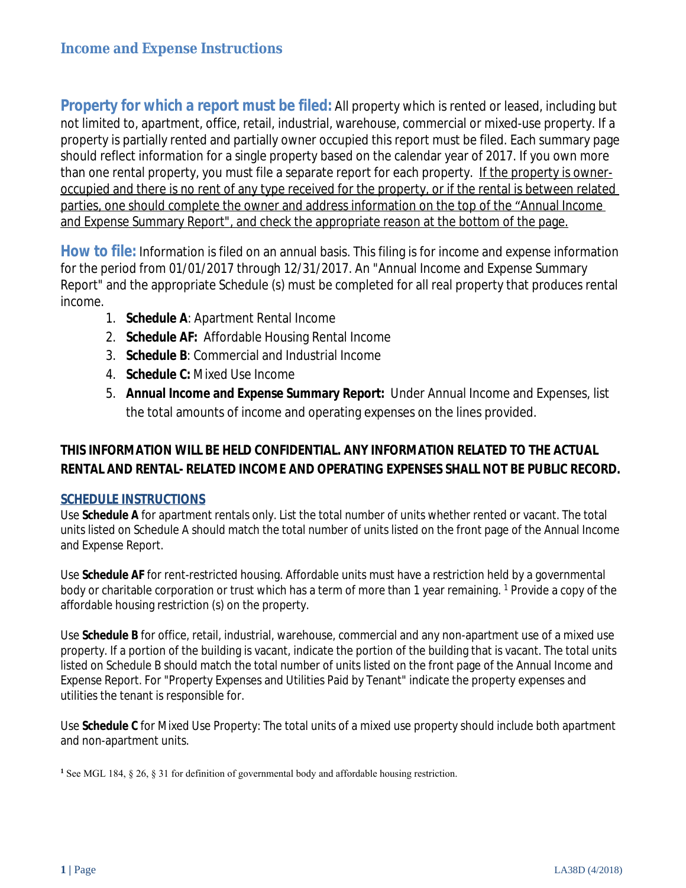# Income and Expense Instructions

**Property for which a report must be filed:** All property which is rented or leased, including but not limited to, apartment, office, retail, industrial, warehouse, commercial or mixed-use property. If a property is partially rented and partially owner occupied this report must be filed. Each summary page should reflect information for a single property based on the calendar year of 2017. If you own more than one rental property, you must file a separate report for each property. <u>If the property is owner-occupied and there is no rent of any type received for the property, or if the rental is between related parties, one should complete the owner and address information on the top of the "Annual Income and Expense Summary Report", and check the appropriate reason at the bottom of the page.</u>

**How to file:** Information is filed on an annual basis. This filing is for income and expense information for the period from 01/01/2017 through 12/31/2017. An "Annual Income and Expense Summary Report" and the appropriate Schedule (s) must be completed for all real property that produces rental income.

1. **Schedule A**: Apartment Rental Income
2. **Schedule AF:** Affordable Housing Rental Income
3. **Schedule B**: Commercial and Industrial Income
4. **Schedule C:** Mixed Use Income
5. **Annual Income and Expense Summary Report:** Under Annual Income and Expenses, list the total amounts of income and operating expenses on the lines provided.

**THIS INFORMATION WILL BE HELD CONFIDENTIAL. ANY INFORMATION RELATED TO THE ACTUAL RENTAL AND RENTAL- RELATED INCOME AND OPERATING EXPENSES SHALL NOT BE PUBLIC RECORD.**

## <u>SCHEDULE INSTRUCTIONS</u>

Use **Schedule A** for apartment rentals only. List the total number of units whether rented or vacant. The total units listed on Schedule A should match the total number of units listed on the front page of the Annual Income and Expense Report.

Use **Schedule AF** for rent-restricted housing. Affordable units must have a restriction held by a governmental body or charitable corporation or trust which has a term of more than 1 year remaining. [1] Provide a copy of the affordable housing restriction (s) on the property.

Use **Schedule B** for office, retail, industrial, warehouse, commercial and any non-apartment use of a mixed use property. If a portion of the building is vacant, indicate the portion of the building that is vacant. The total units listed on Schedule B should match the total number of units listed on the front page of the Annual Income and Expense Report. For "Property Expenses and Utilities Paid by Tenant" indicate the property expenses and utilities the tenant is responsible for.

Use **Schedule C** for Mixed Use Property: The total units of a mixed use property should include both apartment and non-apartment units.

[1] See MGL 184, § 26, § 31 for definition of governmental body and affordable housing restriction.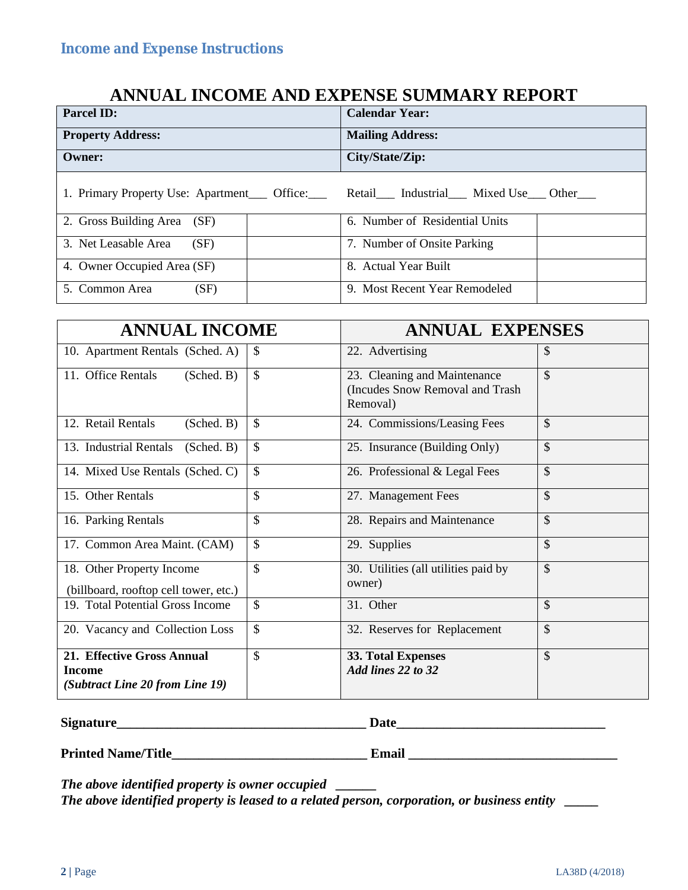## Income and Expense Instructions

# ANNUAL INCOME AND EXPENSE SUMMARY REPORT

| **Parcel ID:** | **Calendar Year:** |
|---|---|
| **Property Address:** | **Mailing Address:** |
| **Owner:** | **City/State/Zip:** |

1. Primary Property Use: Apartment___ Office:___ Retail___ Industrial___ Mixed Use___ Other___

| | | | |
|---|---|---|---|
| 2. Gross Building Area (SF) | | 6. Number of Residential Units | |
| 3. Net Leasable Area (SF) | | 7. Number of Onsite Parking | |
| 4. Owner Occupied Area (SF) | | 8. Actual Year Built | |
| 5. Common Area (SF) | | 9. Most Recent Year Remodeled | |

| ANNUAL INCOME | | ANNUAL EXPENSES | |
|---|---|---|---|
| 10. Apartment Rentals (Sched. A) | $ | 22. Advertising | $ |
| 11. Office Rentals (Sched. B) | $ | 23. Cleaning and Maintenance (Incudes Snow Removal and Trash Removal) | $ |
| 12. Retail Rentals (Sched. B) | $ | 24. Commissions/Leasing Fees | $ |
| 13. Industrial Rentals (Sched. B) | $ | 25. Insurance (Building Only) | $ |
| 14. Mixed Use Rentals (Sched. C) | $ | 26. Professional & Legal Fees | $ |
| 15. Other Rentals | $ | 27. Management Fees | $ |
| 16. Parking Rentals | $ | 28. Repairs and Maintenance | $ |
| 17. Common Area Maint. (CAM) | $ | 29. Supplies | $ |
| 18. Other Property Income (billboard, rooftop cell tower, etc.) | $ | 30. Utilities (all utilities paid by owner) | $ |
| 19. Total Potential Gross Income | $ | 31. Other | $ |
| 20. Vacancy and Collection Loss | $ | 32. Reserves for Replacement | $ |
| **21. Effective Gross Annual Income** ***(Subtract Line 20 from Line 19)*** | $ | **33. Total Expenses** ***Add lines 22 to 32*** | $ |

**Signature**_____________________________________ **Date**_______________________________

**Printed Name/Title**_____________________________ **Email** _______________________________

***The above identified property is owner occupied*** ______

***The above identified property is leased to a related person, corporation, or business entity*** _____

LA38D (4/2018)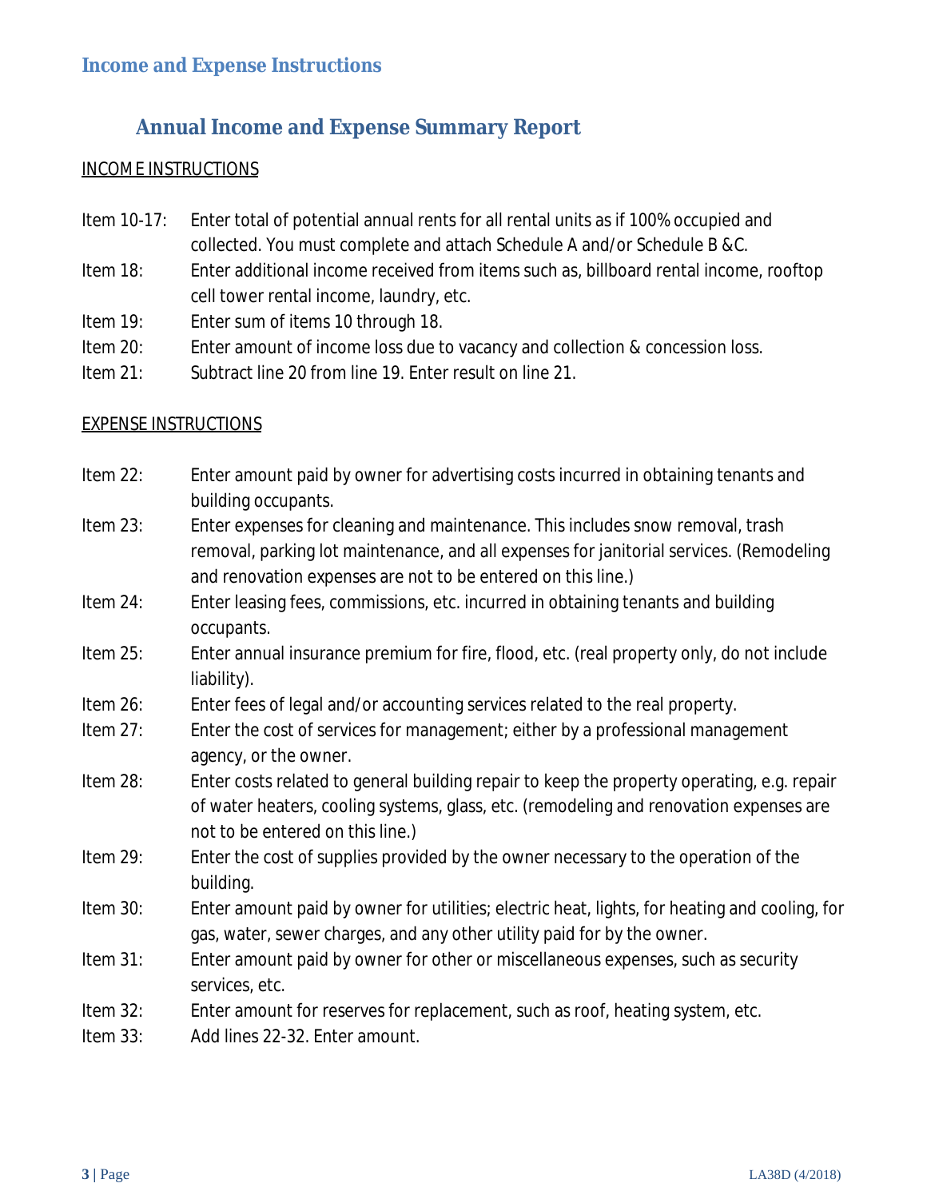## Income and Expense Instructions

### Annual Income and Expense Summary Report

INCOME INSTRUCTIONS

- Item 10-17: Enter total of potential annual rents for all rental units as if 100% occupied and collected. You must complete and attach Schedule A and/or Schedule B &C.
- Item 18: Enter additional income received from items such as, billboard rental income, rooftop cell tower rental income, laundry, etc.
- Item 19: Enter sum of items 10 through 18.
- Item 20: Enter amount of income loss due to vacancy and collection & concession loss.
- Item 21: Subtract line 20 from line 19. Enter result on line 21.

EXPENSE INSTRUCTIONS

- Item 22: Enter amount paid by owner for advertising costs incurred in obtaining tenants and building occupants.
- Item 23: Enter expenses for cleaning and maintenance. This includes snow removal, trash removal, parking lot maintenance, and all expenses for janitorial services. (Remodeling and renovation expenses are not to be entered on this line.)
- Item 24: Enter leasing fees, commissions, etc. incurred in obtaining tenants and building occupants.
- Item 25: Enter annual insurance premium for fire, flood, etc. (real property only, do not include liability).
- Item 26: Enter fees of legal and/or accounting services related to the real property.
- Item 27: Enter the cost of services for management; either by a professional management agency, or the owner.
- Item 28: Enter costs related to general building repair to keep the property operating, e.g. repair of water heaters, cooling systems, glass, etc. (remodeling and renovation expenses are not to be entered on this line.)
- Item 29: Enter the cost of supplies provided by the owner necessary to the operation of the building.
- Item 30: Enter amount paid by owner for utilities; electric heat, lights, for heating and cooling, for gas, water, sewer charges, and any other utility paid for by the owner.
- Item 31: Enter amount paid by owner for other or miscellaneous expenses, such as security services, etc.
- Item 32: Enter amount for reserves for replacement, such as roof, heating system, etc.
- Item 33: Add lines 22-32. Enter amount.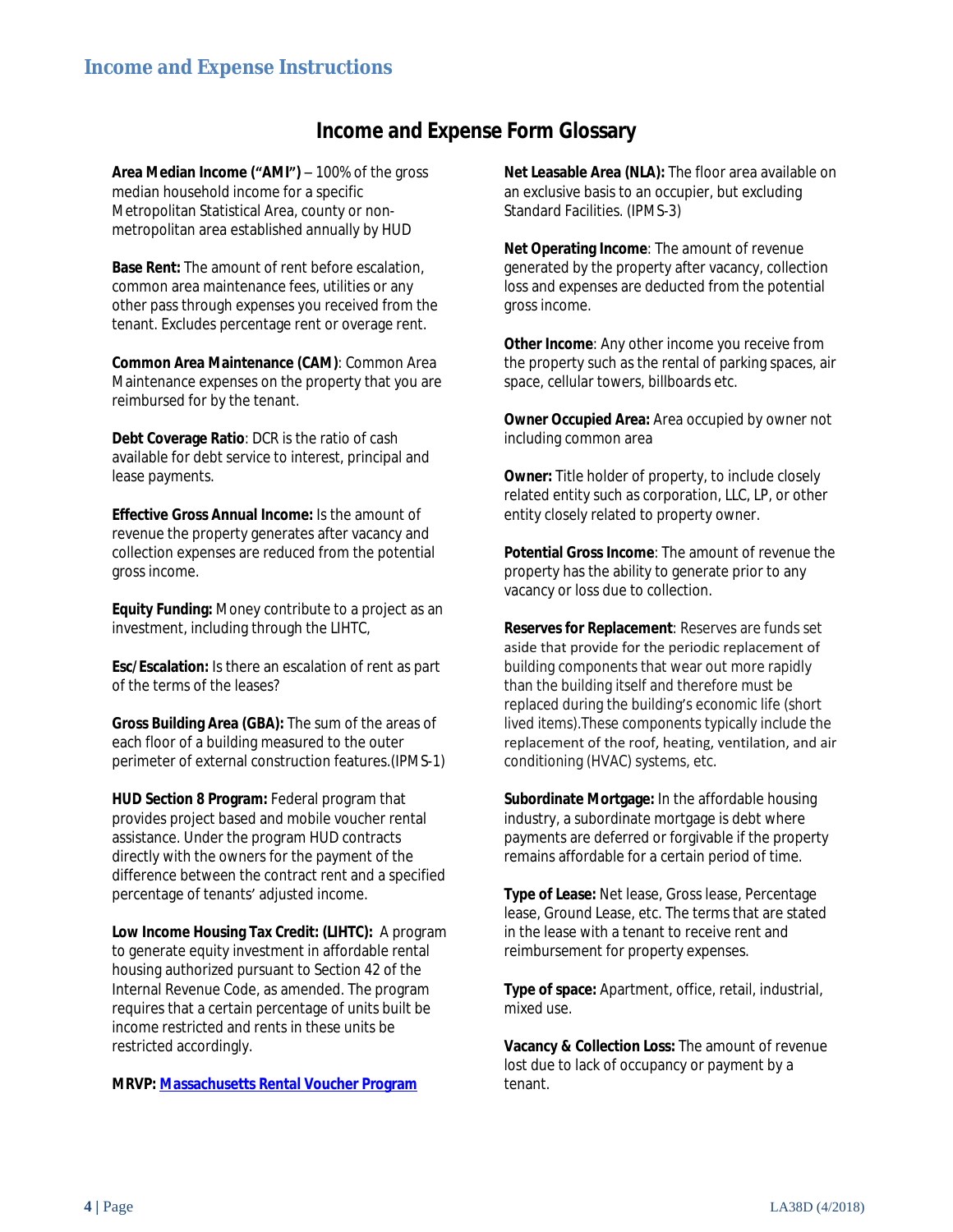# Income and Expense Instructions

## Income and Expense Form Glossary

**Area Median Income ("AMI")** – 100% of the gross median household income for a specific Metropolitan Statistical Area, county or non-metropolitan area established annually by HUD

**Base Rent:** The amount of rent before escalation, common area maintenance fees, utilities or any other pass through expenses you received from the tenant. Excludes percentage rent or overage rent.

**Common Area Maintenance (CAM)**: Common Area Maintenance expenses on the property that you are reimbursed for by the tenant.

**Debt Coverage Ratio**: DCR is the ratio of cash available for debt service to interest, principal and lease payments.

**Effective Gross Annual Income:** Is the amount of revenue the property generates after vacancy and collection expenses are reduced from the potential gross income.

**Equity Funding:** Money contribute to a project as an investment, including through the LIHTC,

**Esc/Escalation:** Is there an escalation of rent as part of the terms of the leases?

**Gross Building Area (GBA):** The sum of the areas of each floor of a building measured to the outer perimeter of external construction features.(IPMS-1)

**HUD Section 8 Program:** Federal program that provides project based and mobile voucher rental assistance. Under the program HUD contracts directly with the owners for the payment of the difference between the contract rent and a specified percentage of tenants' adjusted income.

**Low Income Housing Tax Credit: (LIHTC):** A program to generate equity investment in affordable rental housing authorized pursuant to Section 42 of the Internal Revenue Code, as amended. The program requires that a certain percentage of units built be income restricted and rents in these units be restricted accordingly.

**MRVP:** [Massachusetts Rental Voucher Program]

**Net Leasable Area (NLA):** The floor area available on an exclusive basis to an occupier, but excluding Standard Facilities. (IPMS-3)

**Net Operating Income**: The amount of revenue generated by the property after vacancy, collection loss and expenses are deducted from the potential gross income.

**Other Income**: Any other income you receive from the property such as the rental of parking spaces, air space, cellular towers, billboards etc.

**Owner Occupied Area:** Area occupied by owner not including common area

**Owner:** Title holder of property, to include closely related entity such as corporation, LLC, LP, or other entity closely related to property owner.

**Potential Gross Income**: The amount of revenue the property has the ability to generate prior to any vacancy or loss due to collection.

**Reserves for Replacement**: Reserves are funds set aside that provide for the periodic replacement of building components that wear out more rapidly than the building itself and therefore must be replaced during the building's economic life (short lived items).These components typically include the replacement of the roof, heating, ventilation, and air conditioning (HVAC) systems, etc.

**Subordinate Mortgage:** In the affordable housing industry, a subordinate mortgage is debt where payments are deferred or forgivable if the property remains affordable for a certain period of time.

**Type of Lease:** Net lease, Gross lease, Percentage lease, Ground Lease, etc. The terms that are stated in the lease with a tenant to receive rent and reimbursement for property expenses.

**Type of space:** Apartment, office, retail, industrial, mixed use.

**Vacancy & Collection Loss:** The amount of revenue lost due to lack of occupancy or payment by a tenant.